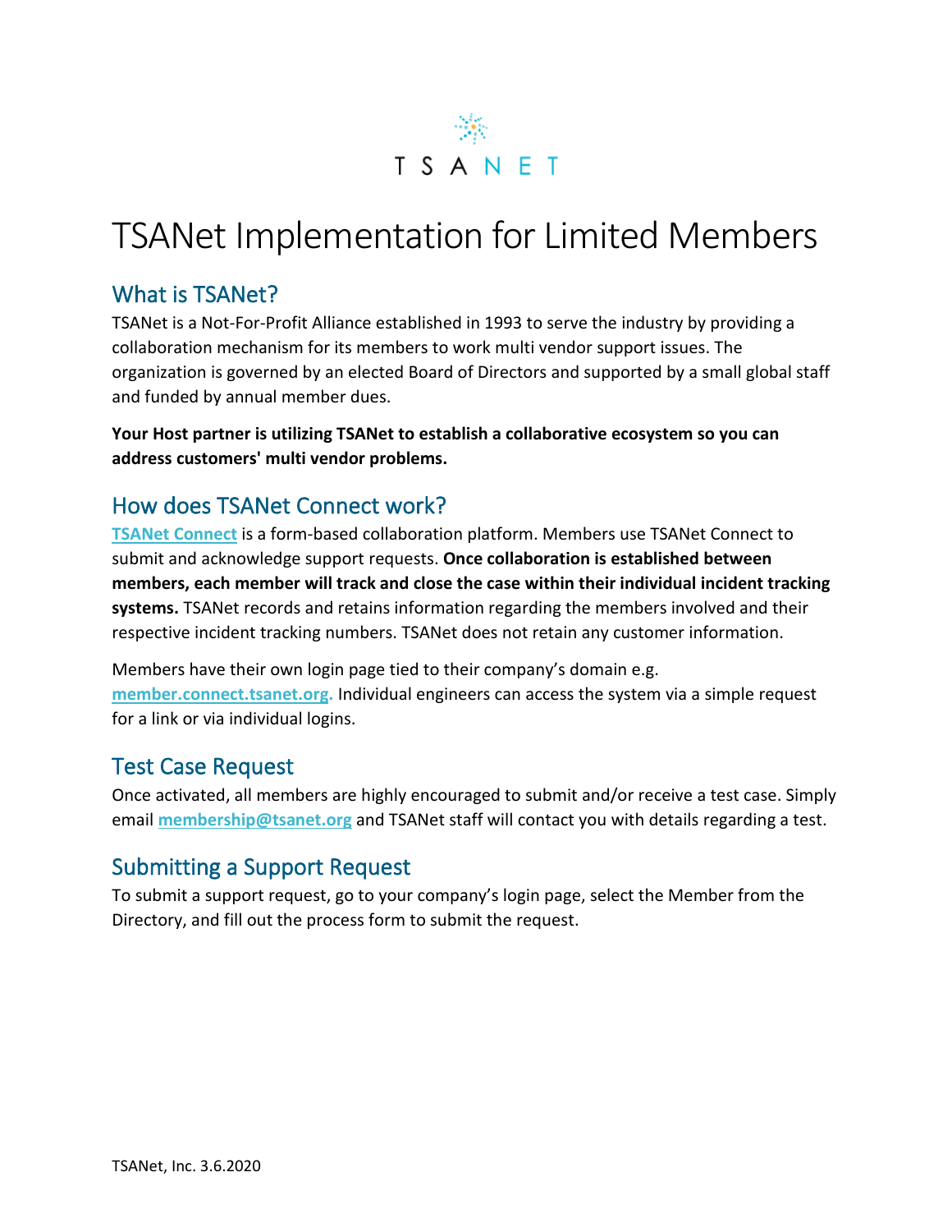TSANET

# TSANet Implementation for Limited Members

## What is TSANet?

TSANet is a Not-For-Profit Alliance established in 1993 to serve the industry by providing a collaboration mechanism for its members to work multi vendor support issues. The organization is governed by an elected Board of Directors and supported by a small global staff and funded by annual member dues.

**Your Host partner is utilizing TSANet to establish a collaborative ecosystem so you can address customers' multi vendor problems.**

## How does TSANet Connect work?

**TSANet Connect** is a form-based collaboration platform. Members use TSANet Connect to submit and acknowledge support requests. **Once collaboration is established between members, each member will track and close the case within their individual incident tracking systems.** TSANet records and retains information regarding the members involved and their respective incident tracking numbers. TSANet does not retain any customer information.

Members have their own login page tied to their company's domain e.g. **member.connect.tsanet.org.** Individual engineers can access the system via a simple request for a link or via individual logins.

## Test Case Request

Once activated, all members are highly encouraged to submit and/or receive a test case. Simply email **membership@tsanet.org** and TSANet staff will contact you with details regarding a test.

## Submitting a Support Request

To submit a support request, go to your company's login page, select the Member from the Directory, and fill out the process form to submit the request.

TSANet, Inc. 3.6.2020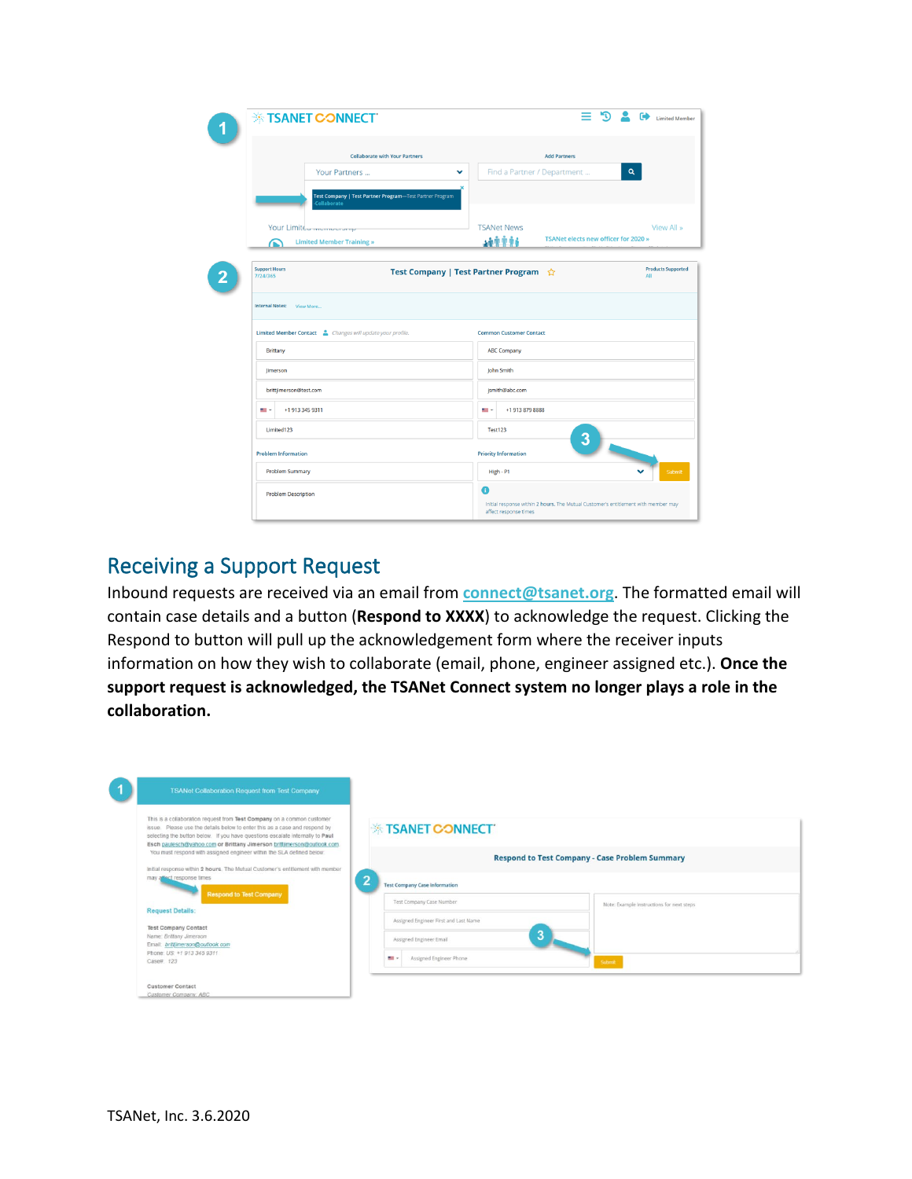## Receiving a Support Request

Inbound requests are received via an email from connect@tsanet.org. The formatted email will contain case details and a button (**Respond to XXXX**) to acknowledge the request. Clicking the Respond to button will pull up the acknowledgement form where the receiver inputs information on how they wish to collaborate (email, phone, engineer assigned etc.). **Once the support request is acknowledged, the TSANet Connect system no longer plays a role in the collaboration.**

TSANet, Inc. 3.6.2020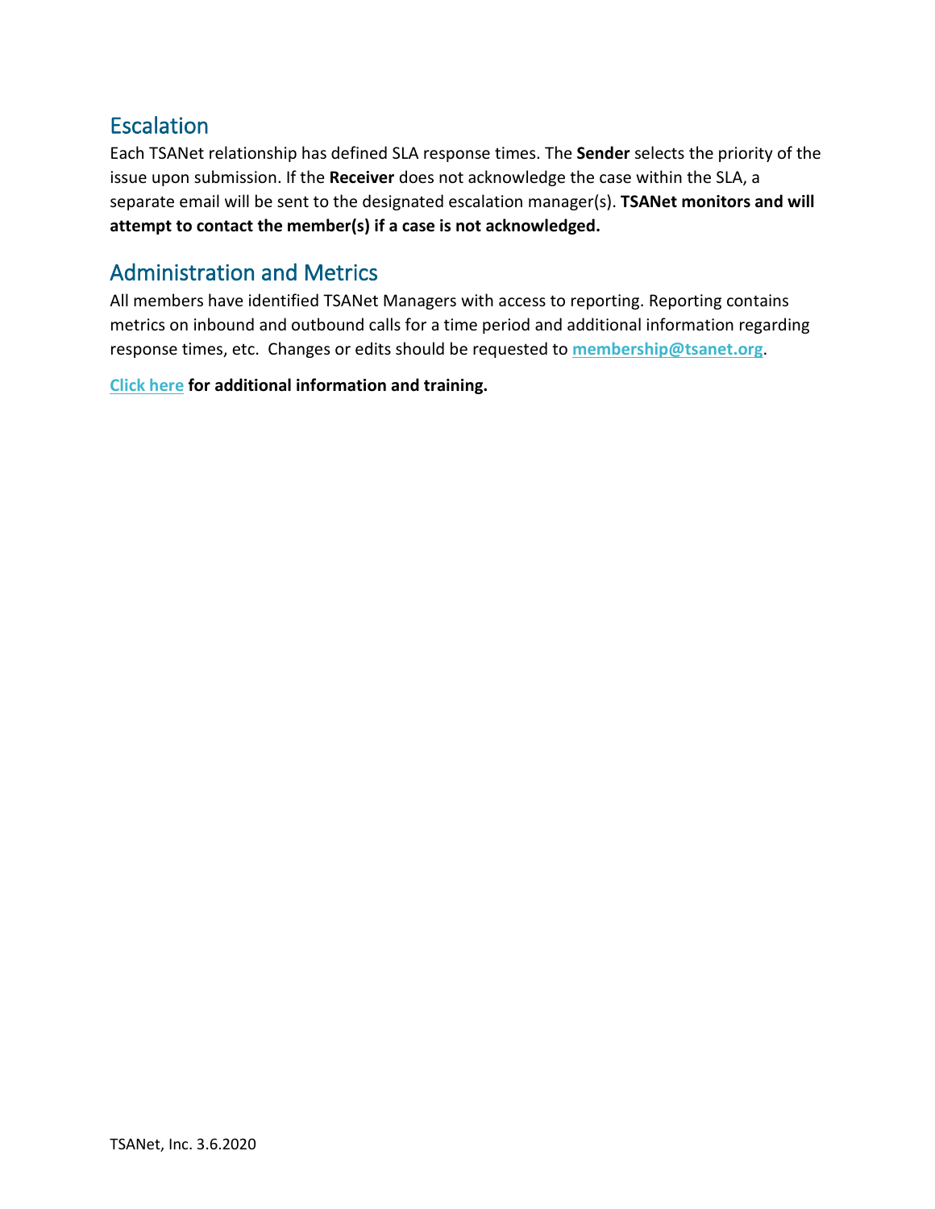## Escalation

Each TSANet relationship has defined SLA response times. The **Sender** selects the priority of the issue upon submission. If the **Receiver** does not acknowledge the case within the SLA, a separate email will be sent to the designated escalation manager(s). **TSANet monitors and will attempt to contact the member(s) if a case is not acknowledged.**

## Administration and Metrics

All members have identified TSANet Managers with access to reporting. Reporting contains metrics on inbound and outbound calls for a time period and additional information regarding response times, etc.  Changes or edits should be requested to **membership@tsanet.org**.

**Click here for additional information and training.**

TSANet, Inc. 3.6.2020